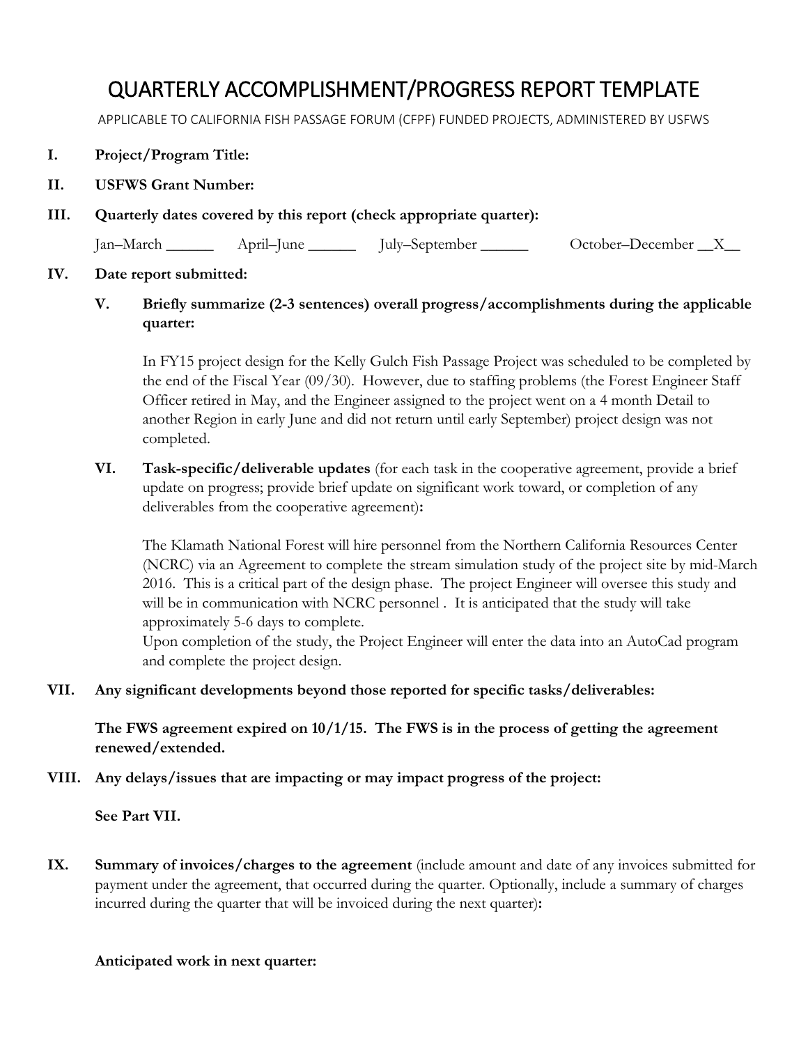# QUARTERLY ACCOMPLISHMENT/PROGRESS REPORT TEMPLATE

APPLICABLE TO CALIFORNIA FISH PASSAGE FORUM (CFPF) FUNDED PROJECTS, ADMINISTERED BY USFWS

**I. Project/Program Title:**

**II. USFWS Grant Number:**

**III. Quarterly dates covered by this report (check appropriate quarter):**

Jan–March ______ April–June ______ July–September ______ October–December __X__

**IV. Date report submitted:**

**V. Briefly summarize (2-3 sentences) overall progress/accomplishments during the applicable quarter:**

In FY15 project design for the Kelly Gulch Fish Passage Project was scheduled to be completed by the end of the Fiscal Year (09/30). However, due to staffing problems (the Forest Engineer Staff Officer retired in May, and the Engineer assigned to the project went on a 4 month Detail to another Region in early June and did not return until early September) project design was not completed.

**VI. Task-specific/deliverable updates** (for each task in the cooperative agreement, provide a brief update on progress; provide brief update on significant work toward, or completion of any deliverables from the cooperative agreement)**:**

The Klamath National Forest will hire personnel from the Northern California Resources Center (NCRC) via an Agreement to complete the stream simulation study of the project site by mid-March 2016. This is a critical part of the design phase. The project Engineer will oversee this study and will be in communication with NCRC personnel . It is anticipated that the study will take approximately 5-6 days to complete.
Upon completion of the study, the Project Engineer will enter the data into an AutoCad program and complete the project design.

**VII. Any significant developments beyond those reported for specific tasks/deliverables:**

**The FWS agreement expired on 10/1/15. The FWS is in the process of getting the agreement renewed/extended.**

**VIII. Any delays/issues that are impacting or may impact progress of the project:**

**See Part VII.**

**IX. Summary of invoices/charges to the agreement** (include amount and date of any invoices submitted for payment under the agreement, that occurred during the quarter. Optionally, include a summary of charges incurred during the quarter that will be invoiced during the next quarter)**:**

**Anticipated work in next quarter:**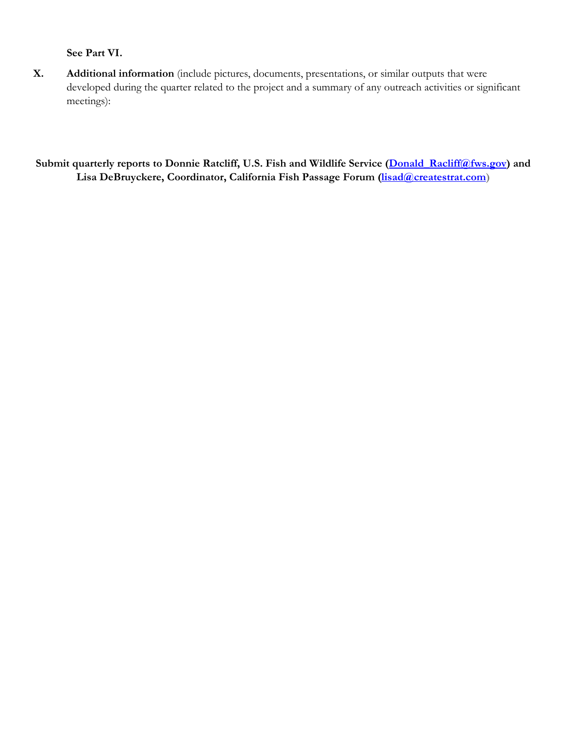**See Part VI.**

**X.** **Additional information** (include pictures, documents, presentations, or similar outputs that were developed during the quarter related to the project and a summary of any outreach activities or significant meetings):

**Submit quarterly reports to Donnie Ratcliff, U.S. Fish and Wildlife Service (Donald_Racliff@fws.gov) and Lisa DeBruyckere, Coordinator, California Fish Passage Forum (lisad@createstrat.com)**